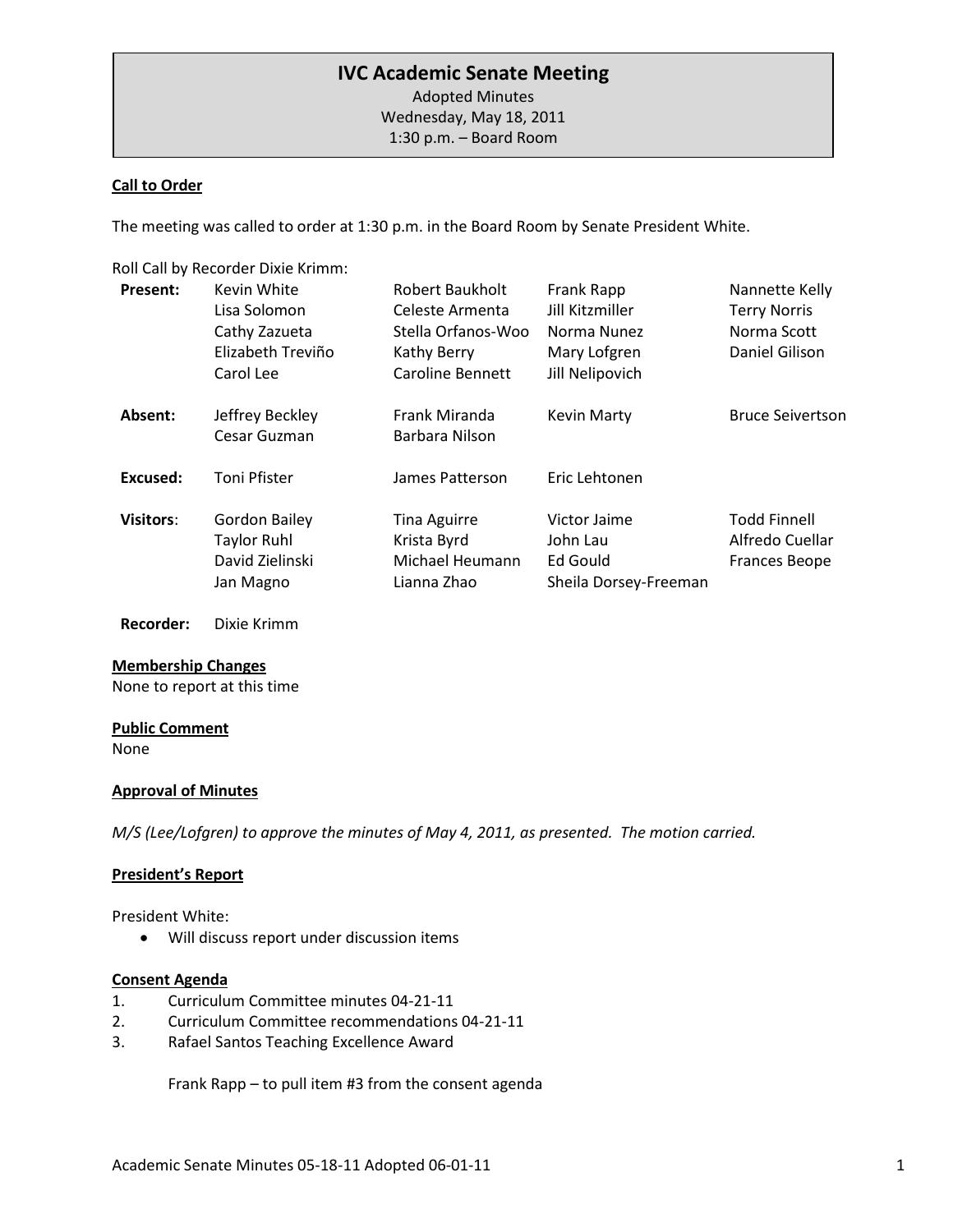# IVC Academic Senate Meeting

Adopted Minutes
Wednesday, May 18, 2011
1:30 p.m. – Board Room

**Call to Order**

The meeting was called to order at 1:30 p.m. in the Board Room by Senate President White.

Roll Call by Recorder Dixie Krimm:

| | | | | |
|---|---|---|---|---|
| **Present:** | Kevin White | Robert Baukholt | Frank Rapp | Nannette Kelly |
| | Lisa Solomon | Celeste Armenta | Jill Kitzmiller | Terry Norris |
| | Cathy Zazueta | Stella Orfanos-Woo | Norma Nunez | Norma Scott |
| | Elizabeth Treviño | Kathy Berry | Mary Lofgren | Daniel Gilison |
| | Carol Lee | Caroline Bennett | Jill Nelipovich | |
| **Absent:** | Jeffrey Beckley | Frank Miranda | Kevin Marty | Bruce Seivertson |
| | Cesar Guzman | Barbara Nilson | | |
| **Excused:** | Toni Pfister | James Patterson | Eric Lehtonen | |
| **Visitors:** | Gordon Bailey | Tina Aguirre | Victor Jaime | Todd Finnell |
| | Taylor Ruhl | Krista Byrd | John Lau | Alfredo Cuellar |
| | David Zielinski | Michael Heumann | Ed Gould | Frances Beope |
| | Jan Magno | Lianna Zhao | Sheila Dorsey-Freeman | |
| **Recorder:** | Dixie Krimm | | | |

**Membership Changes**
None to report at this time

**Public Comment**
None

**Approval of Minutes**

*M/S (Lee/Lofgren) to approve the minutes of May 4, 2011, as presented. The motion carried.*

**President's Report**

President White:

- Will discuss report under discussion items

**Consent Agenda**

1. Curriculum Committee minutes 04-21-11
2. Curriculum Committee recommendations 04-21-11
3. Rafael Santos Teaching Excellence Award

   Frank Rapp – to pull item #3 from the consent agenda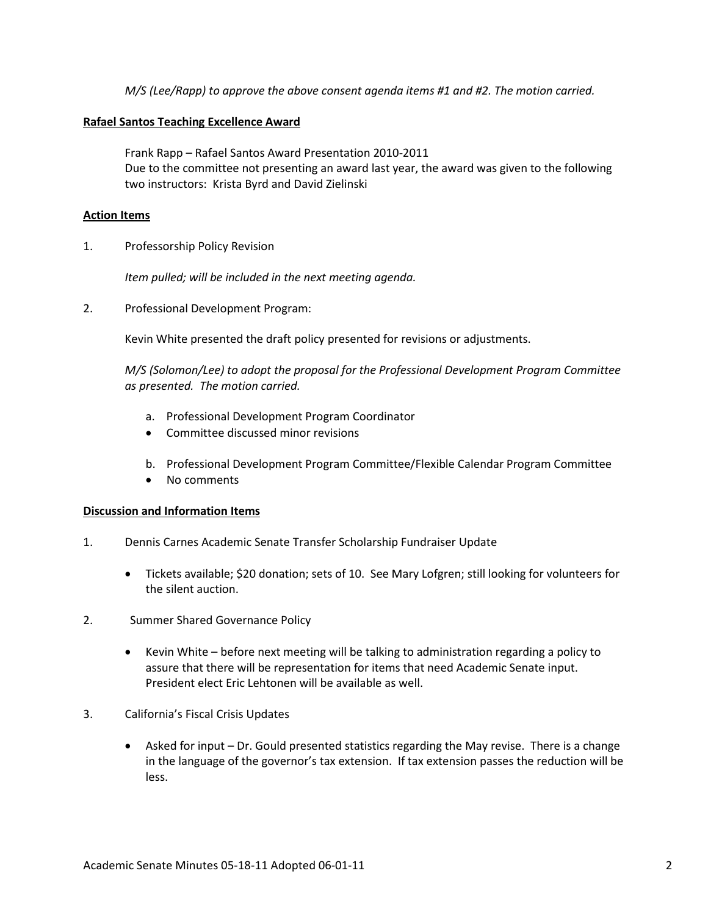*M/S (Lee/Rapp) to approve the above consent agenda items #1 and #2. The motion carried.*

**Rafael Santos Teaching Excellence Award**

Frank Rapp – Rafael Santos Award Presentation 2010-2011
Due to the committee not presenting an award last year, the award was given to the following two instructors: Krista Byrd and David Zielinski

**Action Items**

1. Professorship Policy Revision

   *Item pulled; will be included in the next meeting agenda.*

2. Professional Development Program:

   Kevin White presented the draft policy presented for revisions or adjustments.

   *M/S (Solomon/Lee) to adopt the proposal for the Professional Development Program Committee as presented. The motion carried.*

   a. Professional Development Program Coordinator
   - Committee discussed minor revisions

   b. Professional Development Program Committee/Flexible Calendar Program Committee
   - No comments

**Discussion and Information Items**

1. Dennis Carnes Academic Senate Transfer Scholarship Fundraiser Update

   - Tickets available; $20 donation; sets of 10. See Mary Lofgren; still looking for volunteers for the silent auction.

2. Summer Shared Governance Policy

   - Kevin White – before next meeting will be talking to administration regarding a policy to assure that there will be representation for items that need Academic Senate input. President elect Eric Lehtonen will be available as well.

3. California's Fiscal Crisis Updates

   - Asked for input – Dr. Gould presented statistics regarding the May revise. There is a change in the language of the governor's tax extension. If tax extension passes the reduction will be less.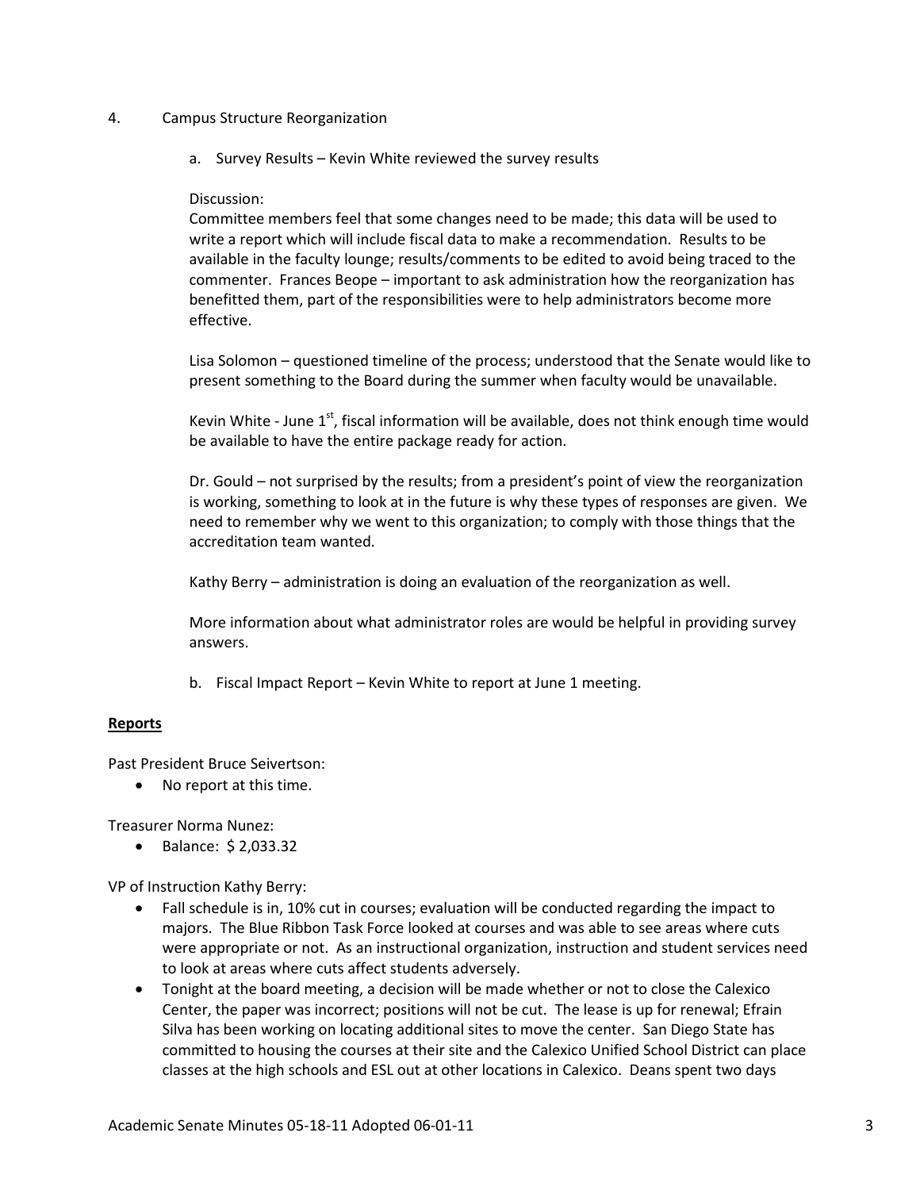4. Campus Structure Reorganization

   a. Survey Results – Kevin White reviewed the survey results

   Discussion:
   Committee members feel that some changes need to be made; this data will be used to write a report which will include fiscal data to make a recommendation. Results to be available in the faculty lounge; results/comments to be edited to avoid being traced to the commenter. Frances Beope – important to ask administration how the reorganization has benefitted them, part of the responsibilities were to help administrators become more effective.

   Lisa Solomon – questioned timeline of the process; understood that the Senate would like to present something to the Board during the summer when faculty would be unavailable.

   Kevin White - June 1st, fiscal information will be available, does not think enough time would be available to have the entire package ready for action.

   Dr. Gould – not surprised by the results; from a president's point of view the reorganization is working, something to look at in the future is why these types of responses are given. We need to remember why we went to this organization; to comply with those things that the accreditation team wanted.

   Kathy Berry – administration is doing an evaluation of the reorganization as well.

   More information about what administrator roles are would be helpful in providing survey answers.

   b. Fiscal Impact Report – Kevin White to report at June 1 meeting.

**Reports**

Past President Bruce Seivertson:

- No report at this time.

Treasurer Norma Nunez:

- Balance: $ 2,033.32

VP of Instruction Kathy Berry:

- Fall schedule is in, 10% cut in courses; evaluation will be conducted regarding the impact to majors. The Blue Ribbon Task Force looked at courses and was able to see areas where cuts were appropriate or not. As an instructional organization, instruction and student services need to look at areas where cuts affect students adversely.
- Tonight at the board meeting, a decision will be made whether or not to close the Calexico Center, the paper was incorrect; positions will not be cut. The lease is up for renewal; Efrain Silva has been working on locating additional sites to move the center. San Diego State has committed to housing the courses at their site and the Calexico Unified School District can place classes at the high schools and ESL out at other locations in Calexico. Deans spent two days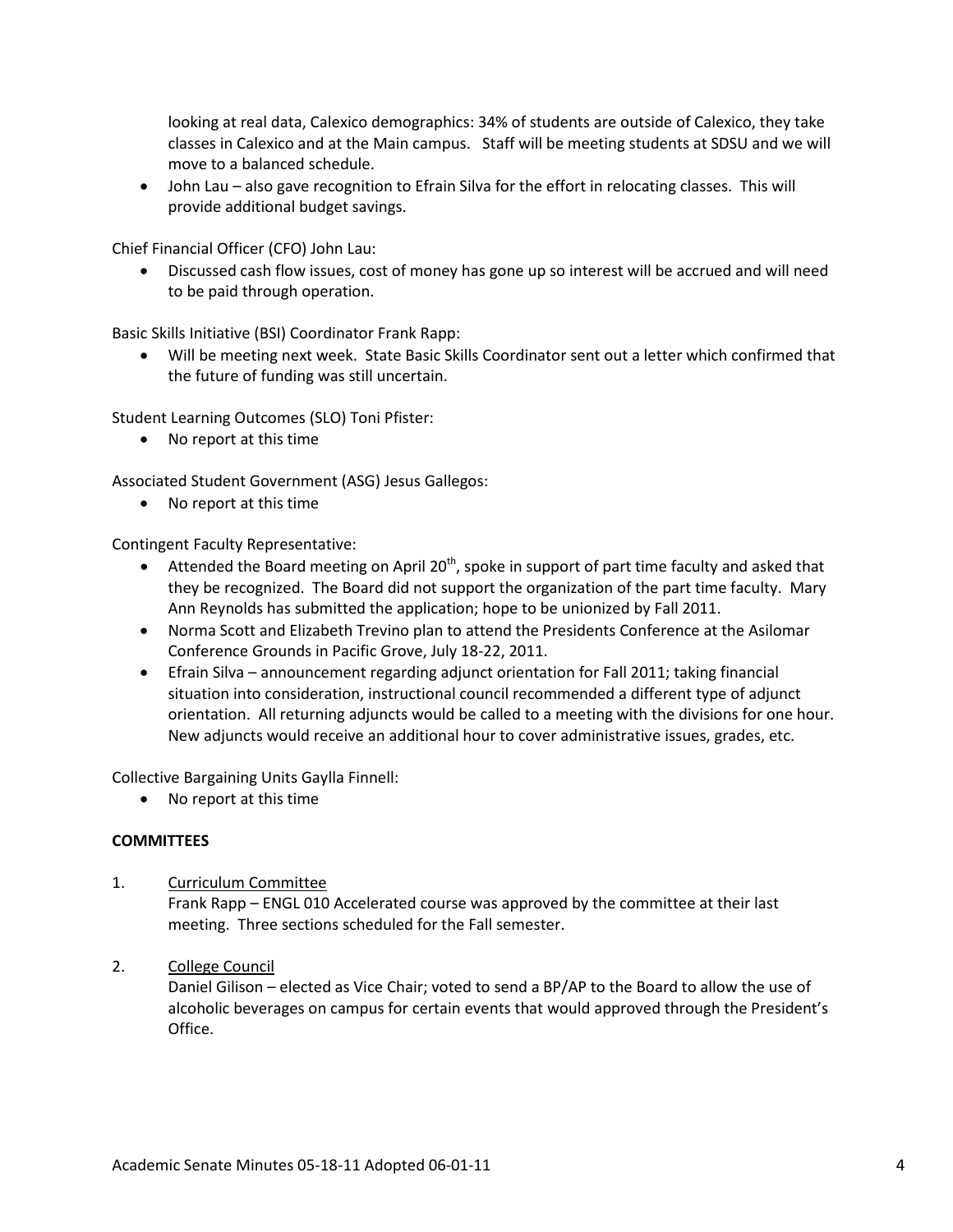looking at real data, Calexico demographics: 34% of students are outside of Calexico, they take classes in Calexico and at the Main campus. Staff will be meeting students at SDSU and we will move to a balanced schedule.

- John Lau – also gave recognition to Efrain Silva for the effort in relocating classes. This will provide additional budget savings.

Chief Financial Officer (CFO) John Lau:

- Discussed cash flow issues, cost of money has gone up so interest will be accrued and will need to be paid through operation.

Basic Skills Initiative (BSI) Coordinator Frank Rapp:

- Will be meeting next week. State Basic Skills Coordinator sent out a letter which confirmed that the future of funding was still uncertain.

Student Learning Outcomes (SLO) Toni Pfister:

- No report at this time

Associated Student Government (ASG) Jesus Gallegos:

- No report at this time

Contingent Faculty Representative:

- Attended the Board meeting on April 20th, spoke in support of part time faculty and asked that they be recognized. The Board did not support the organization of the part time faculty. Mary Ann Reynolds has submitted the application; hope to be unionized by Fall 2011.
- Norma Scott and Elizabeth Trevino plan to attend the Presidents Conference at the Asilomar Conference Grounds in Pacific Grove, July 18-22, 2011.
- Efrain Silva – announcement regarding adjunct orientation for Fall 2011; taking financial situation into consideration, instructional council recommended a different type of adjunct orientation. All returning adjuncts would be called to a meeting with the divisions for one hour. New adjuncts would receive an additional hour to cover administrative issues, grades, etc.

Collective Bargaining Units Gaylla Finnell:

- No report at this time

**COMMITTEES**

1. Curriculum Committee
   Frank Rapp – ENGL 010 Accelerated course was approved by the committee at their last meeting. Three sections scheduled for the Fall semester.

2. College Council
   Daniel Gilison – elected as Vice Chair; voted to send a BP/AP to the Board to allow the use of alcoholic beverages on campus for certain events that would approved through the President's Office.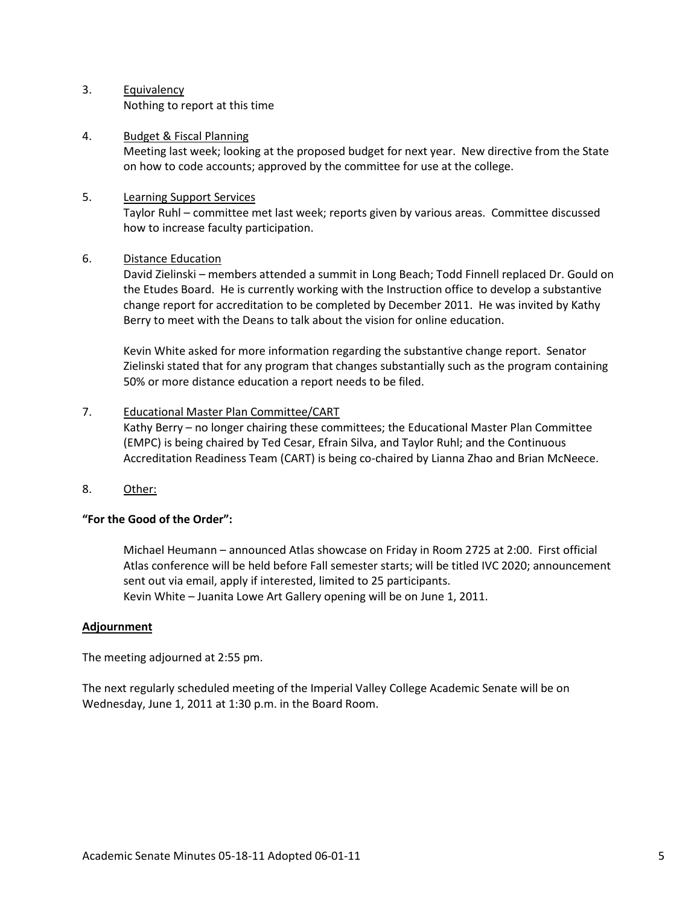3. <u>Equivalency</u>
   Nothing to report at this time

4. <u>Budget & Fiscal Planning</u>
   Meeting last week; looking at the proposed budget for next year. New directive from the State on how to code accounts; approved by the committee for use at the college.

5. <u>Learning Support Services</u>
   Taylor Ruhl – committee met last week; reports given by various areas. Committee discussed how to increase faculty participation.

6. <u>Distance Education</u>
   David Zielinski – members attended a summit in Long Beach; Todd Finnell replaced Dr. Gould on the Etudes Board. He is currently working with the Instruction office to develop a substantive change report for accreditation to be completed by December 2011. He was invited by Kathy Berry to meet with the Deans to talk about the vision for online education.

   Kevin White asked for more information regarding the substantive change report. Senator Zielinski stated that for any program that changes substantially such as the program containing 50% or more distance education a report needs to be filed.

7. <u>Educational Master Plan Committee/CART</u>
   Kathy Berry – no longer chairing these committees; the Educational Master Plan Committee (EMPC) is being chaired by Ted Cesar, Efrain Silva, and Taylor Ruhl; and the Continuous Accreditation Readiness Team (CART) is being co-chaired by Lianna Zhao and Brian McNeece.

8. <u>Other:</u>

**"For the Good of the Order":**

Michael Heumann – announced Atlas showcase on Friday in Room 2725 at 2:00. First official Atlas conference will be held before Fall semester starts; will be titled IVC 2020; announcement sent out via email, apply if interested, limited to 25 participants.
Kevin White – Juanita Lowe Art Gallery opening will be on June 1, 2011.

**<u>Adjournment</u>**

The meeting adjourned at 2:55 pm.

The next regularly scheduled meeting of the Imperial Valley College Academic Senate will be on Wednesday, June 1, 2011 at 1:30 p.m. in the Board Room.